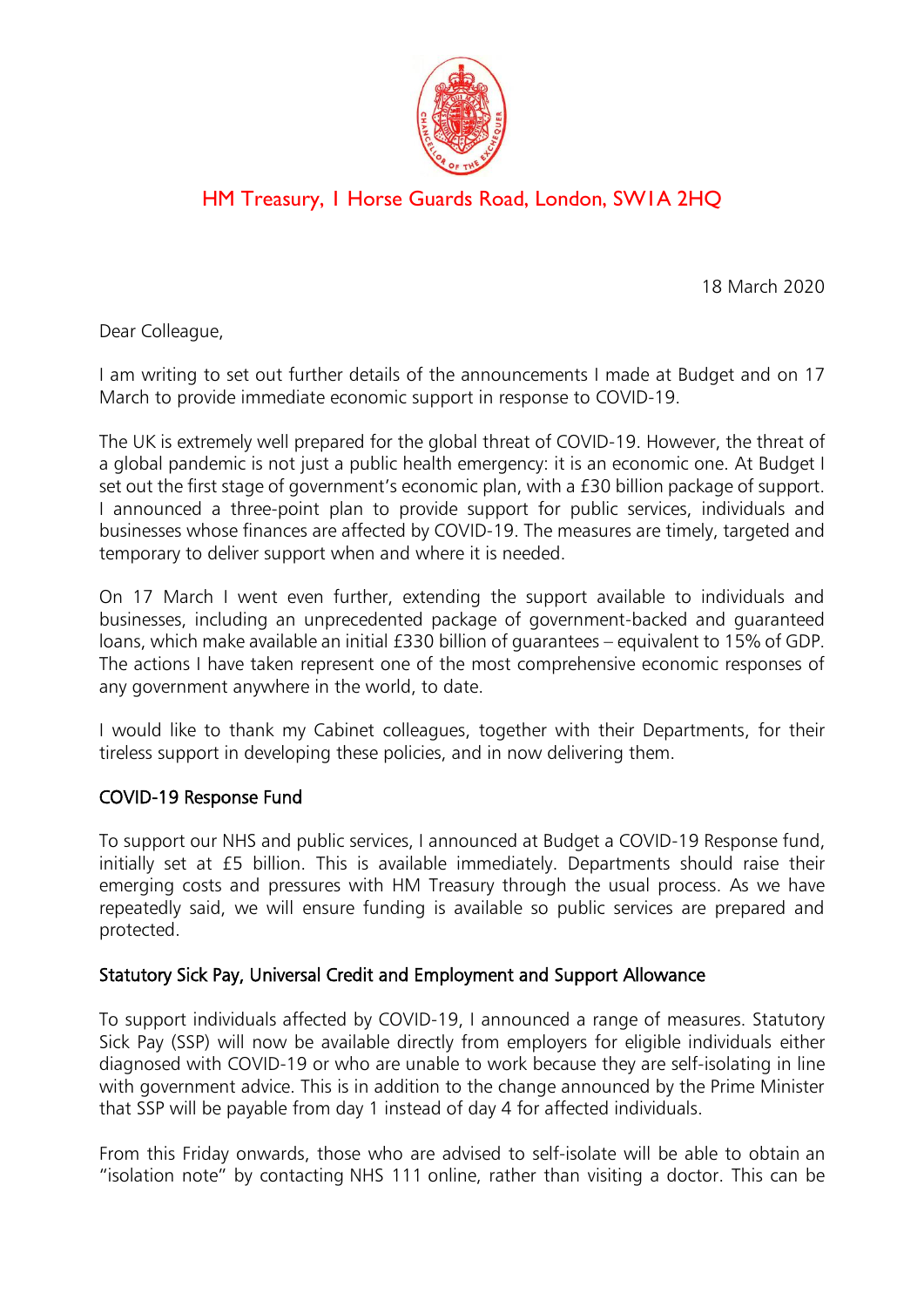HM Treasury, 1 Horse Guards Road, London, SW1A 2HQ

18 March 2020

Dear Colleague,

I am writing to set out further details of the announcements I made at Budget and on 17 March to provide immediate economic support in response to COVID-19.

The UK is extremely well prepared for the global threat of COVID-19. However, the threat of a global pandemic is not just a public health emergency: it is an economic one. At Budget I set out the first stage of government's economic plan, with a £30 billion package of support. I announced a three-point plan to provide support for public services, individuals and businesses whose finances are affected by COVID-19. The measures are timely, targeted and temporary to deliver support when and where it is needed.

On 17 March I went even further, extending the support available to individuals and businesses, including an unprecedented package of government-backed and guaranteed loans, which make available an initial £330 billion of guarantees – equivalent to 15% of GDP. The actions I have taken represent one of the most comprehensive economic responses of any government anywhere in the world, to date.

I would like to thank my Cabinet colleagues, together with their Departments, for their tireless support in developing these policies, and in now delivering them.

## COVID-19 Response Fund

To support our NHS and public services, I announced at Budget a COVID-19 Response fund, initially set at £5 billion. This is available immediately. Departments should raise their emerging costs and pressures with HM Treasury through the usual process. As we have repeatedly said, we will ensure funding is available so public services are prepared and protected.

## Statutory Sick Pay, Universal Credit and Employment and Support Allowance

To support individuals affected by COVID-19, I announced a range of measures. Statutory Sick Pay (SSP) will now be available directly from employers for eligible individuals either diagnosed with COVID-19 or who are unable to work because they are self-isolating in line with government advice. This is in addition to the change announced by the Prime Minister that SSP will be payable from day 1 instead of day 4 for affected individuals.

From this Friday onwards, those who are advised to self-isolate will be able to obtain an "isolation note" by contacting NHS 111 online, rather than visiting a doctor. This can be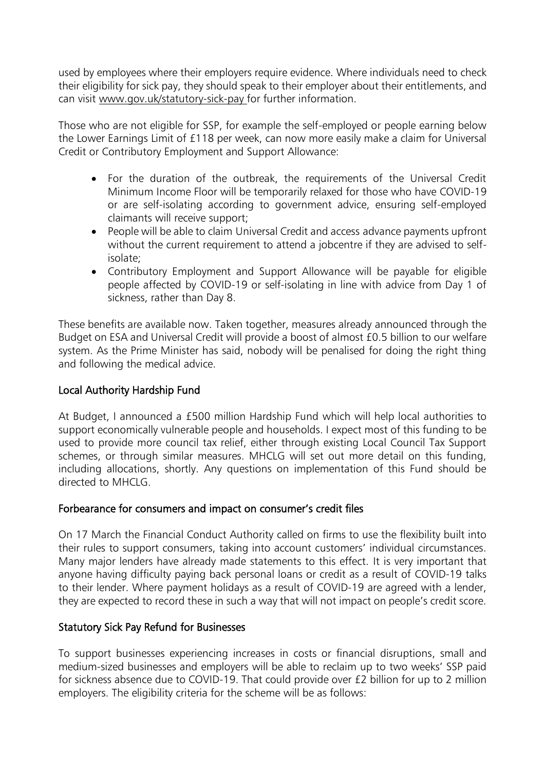used by employees where their employers require evidence. Where individuals need to check their eligibility for sick pay, they should speak to their employer about their entitlements, and can visit www.gov.uk/statutory-sick-pay for further information.

Those who are not eligible for SSP, for example the self-employed or people earning below the Lower Earnings Limit of £118 per week, can now more easily make a claim for Universal Credit or Contributory Employment and Support Allowance:

- For the duration of the outbreak, the requirements of the Universal Credit Minimum Income Floor will be temporarily relaxed for those who have COVID-19 or are self-isolating according to government advice, ensuring self-employed claimants will receive support;
- People will be able to claim Universal Credit and access advance payments upfront without the current requirement to attend a jobcentre if they are advised to self-isolate;
- Contributory Employment and Support Allowance will be payable for eligible people affected by COVID-19 or self-isolating in line with advice from Day 1 of sickness, rather than Day 8.

These benefits are available now. Taken together, measures already announced through the Budget on ESA and Universal Credit will provide a boost of almost £0.5 billion to our welfare system. As the Prime Minister has said, nobody will be penalised for doing the right thing and following the medical advice.

## Local Authority Hardship Fund

At Budget, I announced a £500 million Hardship Fund which will help local authorities to support economically vulnerable people and households. I expect most of this funding to be used to provide more council tax relief, either through existing Local Council Tax Support schemes, or through similar measures. MHCLG will set out more detail on this funding, including allocations, shortly. Any questions on implementation of this Fund should be directed to MHCLG.

## Forbearance for consumers and impact on consumer's credit files

On 17 March the Financial Conduct Authority called on firms to use the flexibility built into their rules to support consumers, taking into account customers' individual circumstances. Many major lenders have already made statements to this effect. It is very important that anyone having difficulty paying back personal loans or credit as a result of COVID-19 talks to their lender. Where payment holidays as a result of COVID-19 are agreed with a lender, they are expected to record these in such a way that will not impact on people's credit score.

## Statutory Sick Pay Refund for Businesses

To support businesses experiencing increases in costs or financial disruptions, small and medium-sized businesses and employers will be able to reclaim up to two weeks' SSP paid for sickness absence due to COVID-19. That could provide over £2 billion for up to 2 million employers. The eligibility criteria for the scheme will be as follows: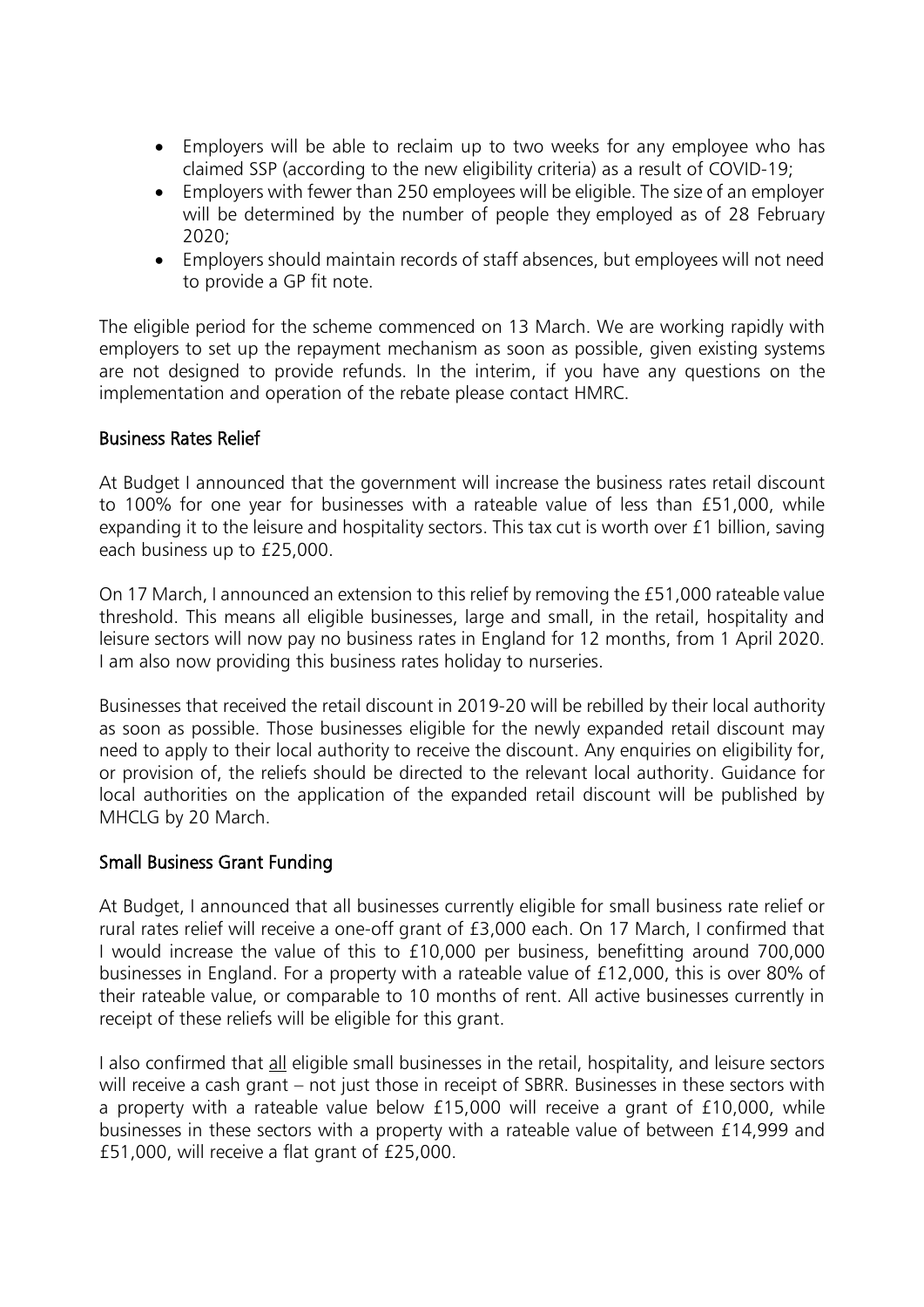- Employers will be able to reclaim up to two weeks for any employee who has claimed SSP (according to the new eligibility criteria) as a result of COVID-19;
- Employers with fewer than 250 employees will be eligible. The size of an employer will be determined by the number of people they employed as of 28 February 2020;
- Employers should maintain records of staff absences, but employees will not need to provide a GP fit note.

The eligible period for the scheme commenced on 13 March. We are working rapidly with employers to set up the repayment mechanism as soon as possible, given existing systems are not designed to provide refunds. In the interim, if you have any questions on the implementation and operation of the rebate please contact HMRC.

## Business Rates Relief

At Budget I announced that the government will increase the business rates retail discount to 100% for one year for businesses with a rateable value of less than £51,000, while expanding it to the leisure and hospitality sectors. This tax cut is worth over £1 billion, saving each business up to £25,000.

On 17 March, I announced an extension to this relief by removing the £51,000 rateable value threshold. This means all eligible businesses, large and small, in the retail, hospitality and leisure sectors will now pay no business rates in England for 12 months, from 1 April 2020. I am also now providing this business rates holiday to nurseries.

Businesses that received the retail discount in 2019-20 will be rebilled by their local authority as soon as possible. Those businesses eligible for the newly expanded retail discount may need to apply to their local authority to receive the discount. Any enquiries on eligibility for, or provision of, the reliefs should be directed to the relevant local authority. Guidance for local authorities on the application of the expanded retail discount will be published by MHCLG by 20 March.

## Small Business Grant Funding

At Budget, I announced that all businesses currently eligible for small business rate relief or rural rates relief will receive a one-off grant of £3,000 each. On 17 March, I confirmed that I would increase the value of this to £10,000 per business, benefitting around 700,000 businesses in England. For a property with a rateable value of £12,000, this is over 80% of their rateable value, or comparable to 10 months of rent. All active businesses currently in receipt of these reliefs will be eligible for this grant.

I also confirmed that all eligible small businesses in the retail, hospitality, and leisure sectors will receive a cash grant – not just those in receipt of SBRR. Businesses in these sectors with a property with a rateable value below £15,000 will receive a grant of £10,000, while businesses in these sectors with a property with a rateable value of between £14,999 and £51,000, will receive a flat grant of £25,000.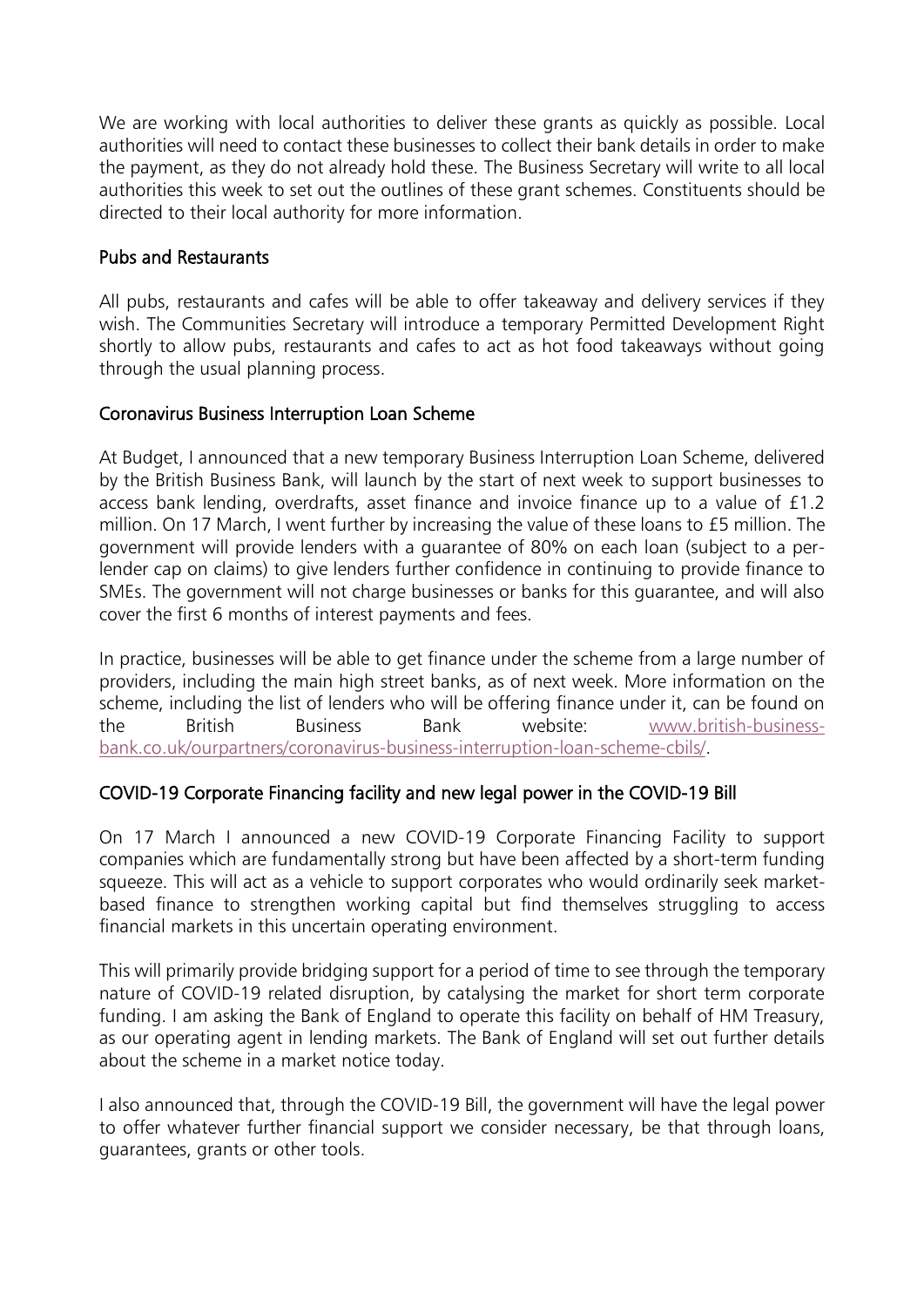We are working with local authorities to deliver these grants as quickly as possible. Local authorities will need to contact these businesses to collect their bank details in order to make the payment, as they do not already hold these. The Business Secretary will write to all local authorities this week to set out the outlines of these grant schemes. Constituents should be directed to their local authority for more information.

## Pubs and Restaurants

All pubs, restaurants and cafes will be able to offer takeaway and delivery services if they wish. The Communities Secretary will introduce a temporary Permitted Development Right shortly to allow pubs, restaurants and cafes to act as hot food takeaways without going through the usual planning process.

## Coronavirus Business Interruption Loan Scheme

At Budget, I announced that a new temporary Business Interruption Loan Scheme, delivered by the British Business Bank, will launch by the start of next week to support businesses to access bank lending, overdrafts, asset finance and invoice finance up to a value of £1.2 million. On 17 March, I went further by increasing the value of these loans to £5 million. The government will provide lenders with a guarantee of 80% on each loan (subject to a per-lender cap on claims) to give lenders further confidence in continuing to provide finance to SMEs. The government will not charge businesses or banks for this guarantee, and will also cover the first 6 months of interest payments and fees.

In practice, businesses will be able to get finance under the scheme from a large number of providers, including the main high street banks, as of next week. More information on the scheme, including the list of lenders who will be offering finance under it, can be found on the British Business Bank website: [www.british-business-bank.co.uk/ourpartners/coronavirus-business-interruption-loan-scheme-cbils/](www.british-business-bank.co.uk/ourpartners/coronavirus-business-interruption-loan-scheme-cbils/).

## COVID-19 Corporate Financing facility and new legal power in the COVID-19 Bill

On 17 March I announced a new COVID-19 Corporate Financing Facility to support companies which are fundamentally strong but have been affected by a short-term funding squeeze. This will act as a vehicle to support corporates who would ordinarily seek market-based finance to strengthen working capital but find themselves struggling to access financial markets in this uncertain operating environment.

This will primarily provide bridging support for a period of time to see through the temporary nature of COVID-19 related disruption, by catalysing the market for short term corporate funding. I am asking the Bank of England to operate this facility on behalf of HM Treasury, as our operating agent in lending markets. The Bank of England will set out further details about the scheme in a market notice today.

I also announced that, through the COVID-19 Bill, the government will have the legal power to offer whatever further financial support we consider necessary, be that through loans, guarantees, grants or other tools.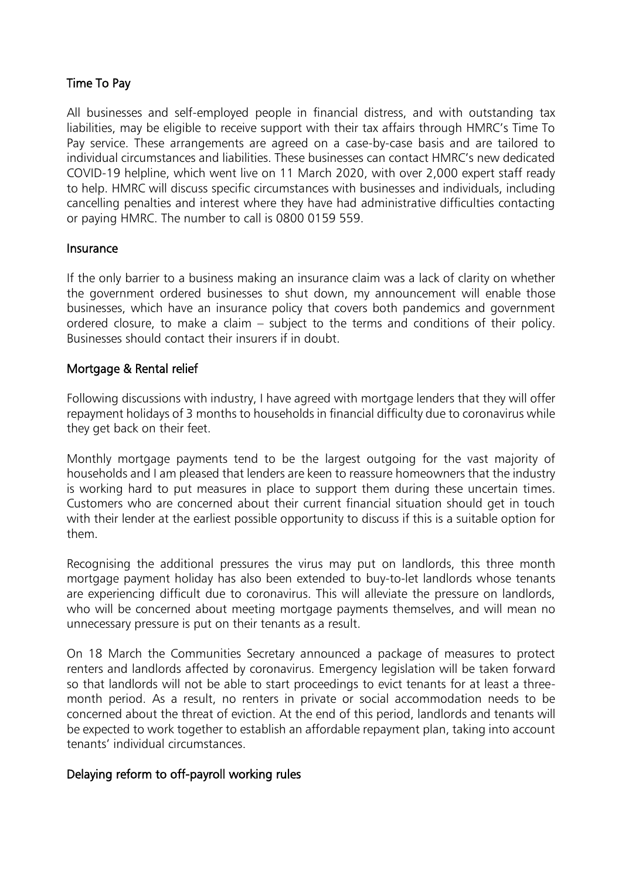## Time To Pay

All businesses and self-employed people in financial distress, and with outstanding tax liabilities, may be eligible to receive support with their tax affairs through HMRC's Time To Pay service. These arrangements are agreed on a case-by-case basis and are tailored to individual circumstances and liabilities. These businesses can contact HMRC's new dedicated COVID-19 helpline, which went live on 11 March 2020, with over 2,000 expert staff ready to help. HMRC will discuss specific circumstances with businesses and individuals, including cancelling penalties and interest where they have had administrative difficulties contacting or paying HMRC. The number to call is 0800 0159 559.

## Insurance

If the only barrier to a business making an insurance claim was a lack of clarity on whether the government ordered businesses to shut down, my announcement will enable those businesses, which have an insurance policy that covers both pandemics and government ordered closure, to make a claim – subject to the terms and conditions of their policy. Businesses should contact their insurers if in doubt.

## Mortgage & Rental relief

Following discussions with industry, I have agreed with mortgage lenders that they will offer repayment holidays of 3 months to households in financial difficulty due to coronavirus while they get back on their feet.

Monthly mortgage payments tend to be the largest outgoing for the vast majority of households and I am pleased that lenders are keen to reassure homeowners that the industry is working hard to put measures in place to support them during these uncertain times. Customers who are concerned about their current financial situation should get in touch with their lender at the earliest possible opportunity to discuss if this is a suitable option for them.

Recognising the additional pressures the virus may put on landlords, this three month mortgage payment holiday has also been extended to buy-to-let landlords whose tenants are experiencing difficult due to coronavirus. This will alleviate the pressure on landlords, who will be concerned about meeting mortgage payments themselves, and will mean no unnecessary pressure is put on their tenants as a result.

On 18 March the Communities Secretary announced a package of measures to protect renters and landlords affected by coronavirus. Emergency legislation will be taken forward so that landlords will not be able to start proceedings to evict tenants for at least a three-month period. As a result, no renters in private or social accommodation needs to be concerned about the threat of eviction. At the end of this period, landlords and tenants will be expected to work together to establish an affordable repayment plan, taking into account tenants' individual circumstances.

## Delaying reform to off-payroll working rules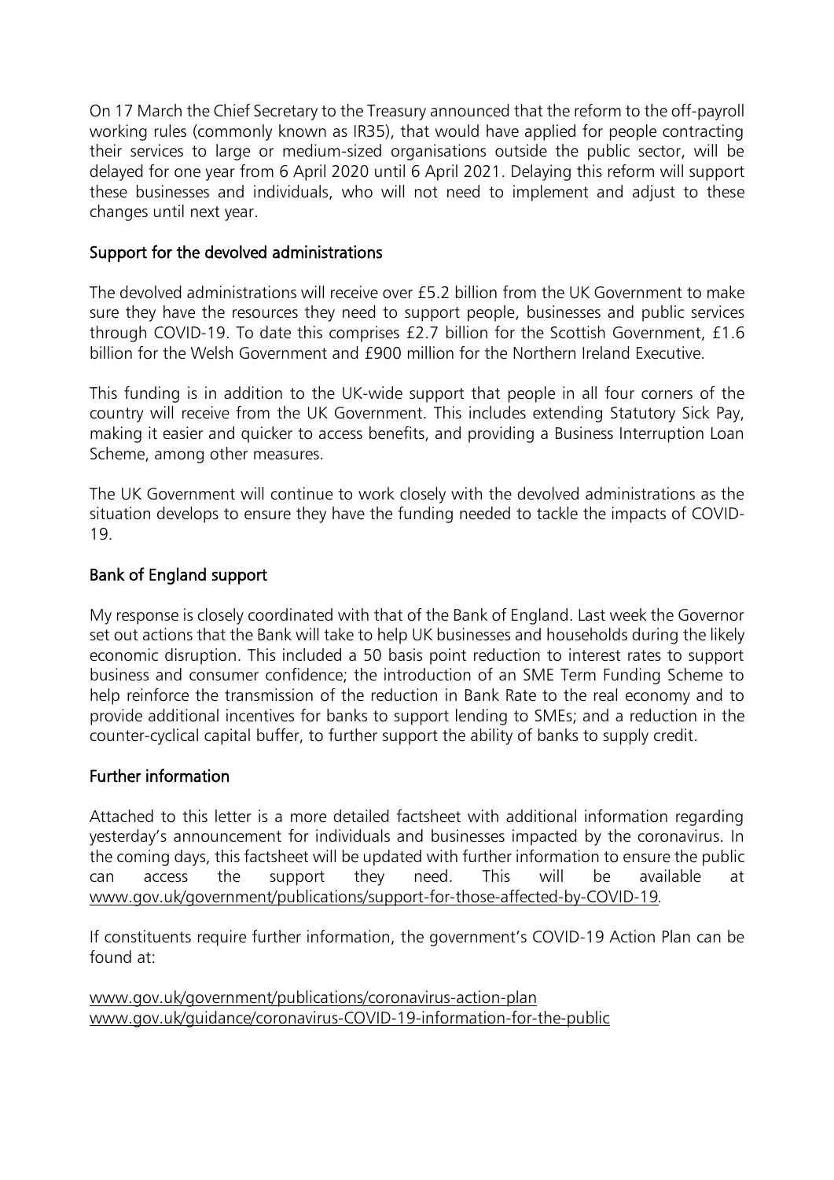On 17 March the Chief Secretary to the Treasury announced that the reform to the off-payroll working rules (commonly known as IR35), that would have applied for people contracting their services to large or medium-sized organisations outside the public sector, will be delayed for one year from 6 April 2020 until 6 April 2021. Delaying this reform will support these businesses and individuals, who will not need to implement and adjust to these changes until next year.

## Support for the devolved administrations

The devolved administrations will receive over £5.2 billion from the UK Government to make sure they have the resources they need to support people, businesses and public services through COVID-19. To date this comprises £2.7 billion for the Scottish Government, £1.6 billion for the Welsh Government and £900 million for the Northern Ireland Executive.

This funding is in addition to the UK-wide support that people in all four corners of the country will receive from the UK Government. This includes extending Statutory Sick Pay, making it easier and quicker to access benefits, and providing a Business Interruption Loan Scheme, among other measures.

The UK Government will continue to work closely with the devolved administrations as the situation develops to ensure they have the funding needed to tackle the impacts of COVID-19.

## Bank of England support

My response is closely coordinated with that of the Bank of England. Last week the Governor set out actions that the Bank will take to help UK businesses and households during the likely economic disruption. This included a 50 basis point reduction to interest rates to support business and consumer confidence; the introduction of an SME Term Funding Scheme to help reinforce the transmission of the reduction in Bank Rate to the real economy and to provide additional incentives for banks to support lending to SMEs; and a reduction in the counter-cyclical capital buffer, to further support the ability of banks to supply credit.

## Further information

Attached to this letter is a more detailed factsheet with additional information regarding yesterday's announcement for individuals and businesses impacted by the coronavirus. In the coming days, this factsheet will be updated with further information to ensure the public can access the support they need. This will be available at www.gov.uk/government/publications/support-for-those-affected-by-COVID-19.

If constituents require further information, the government's COVID-19 Action Plan can be found at:

www.gov.uk/government/publications/coronavirus-action-plan
www.gov.uk/guidance/coronavirus-COVID-19-information-for-the-public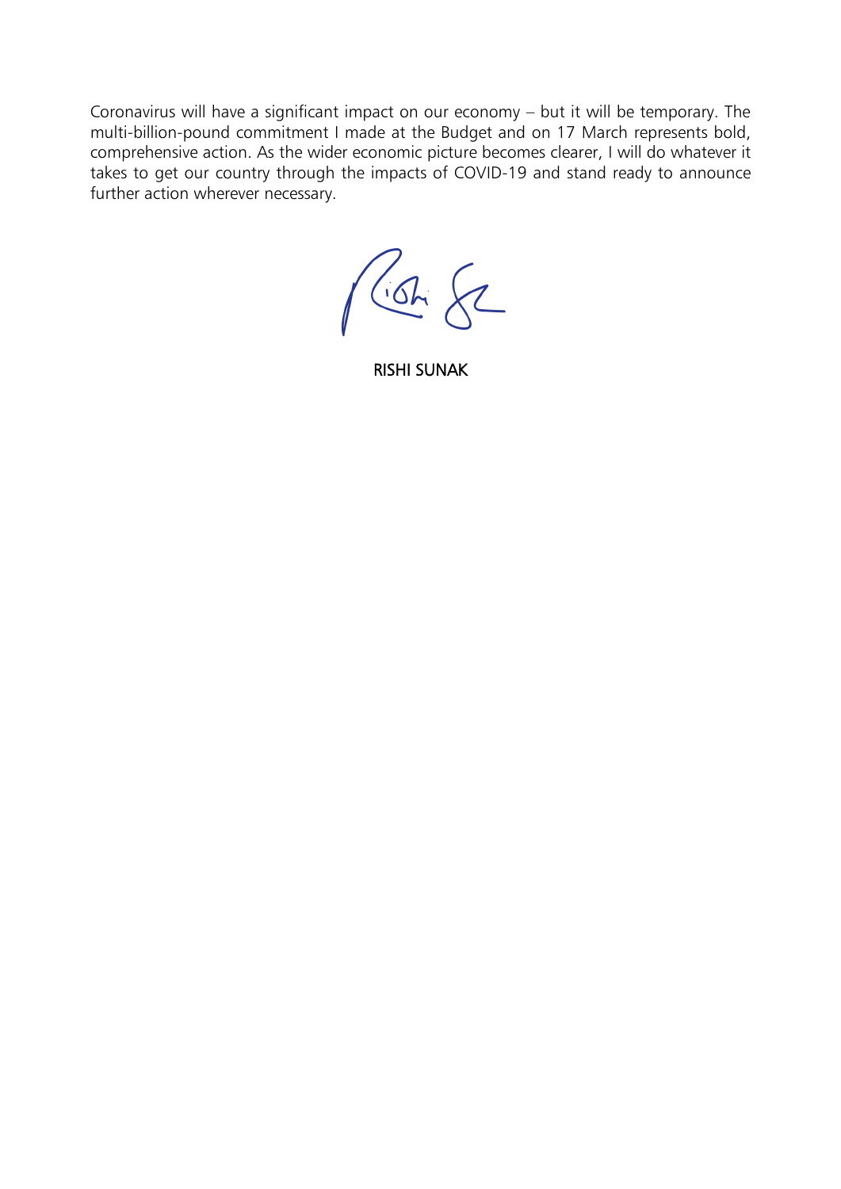Coronavirus will have a significant impact on our economy – but it will be temporary. The multi-billion-pound commitment I made at the Budget and on 17 March represents bold, comprehensive action. As the wider economic picture becomes clearer, I will do whatever it takes to get our country through the impacts of COVID-19 and stand ready to announce further action wherever necessary.

RISHI SUNAK